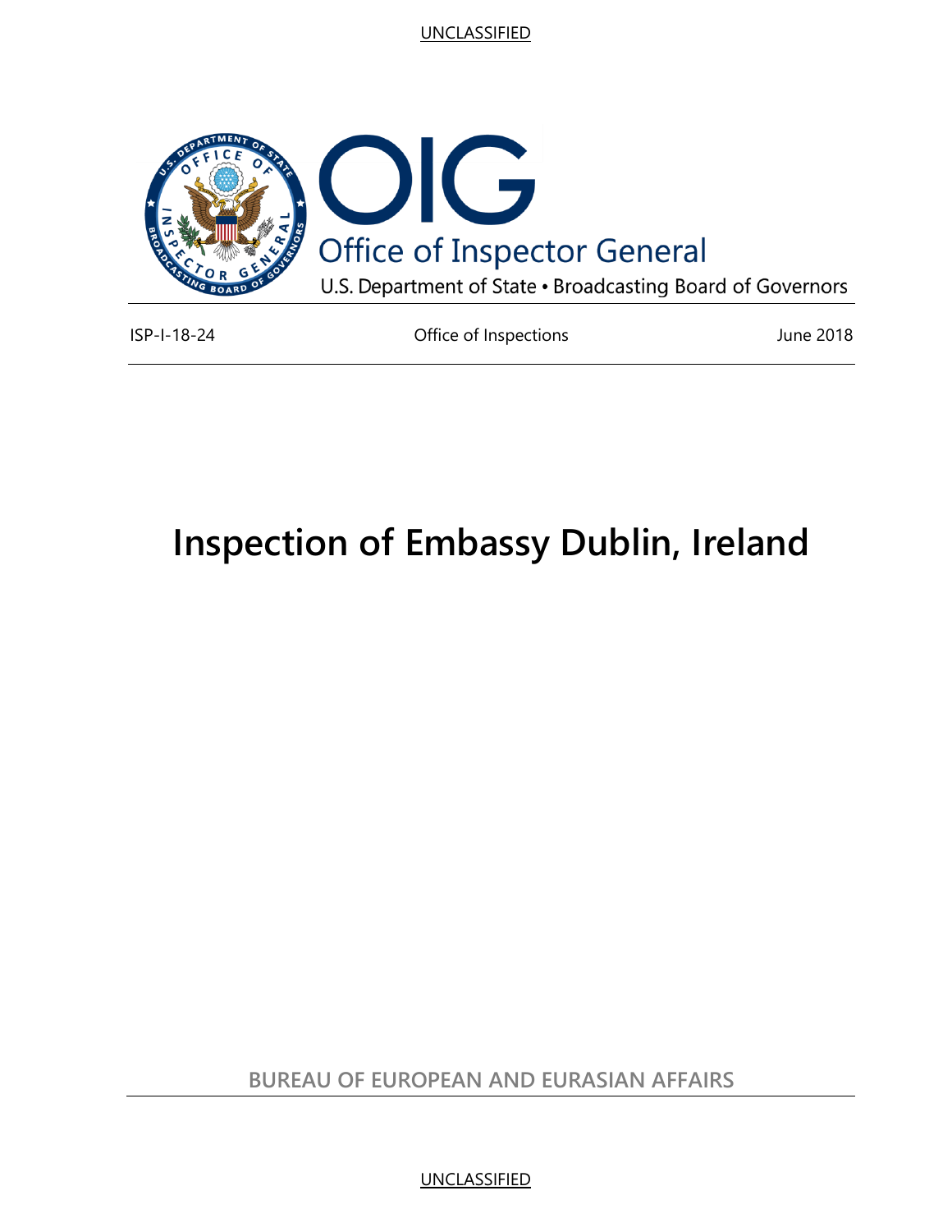UNCLASSIFIED

OIG

Office of Inspector General

U.S. Department of State • Broadcasting Board of Governors

ISP-I-18-24 | Office of Inspections | June 2018

# Inspection of Embassy Dublin, Ireland

BUREAU OF EUROPEAN AND EURASIAN AFFAIRS

UNCLASSIFIED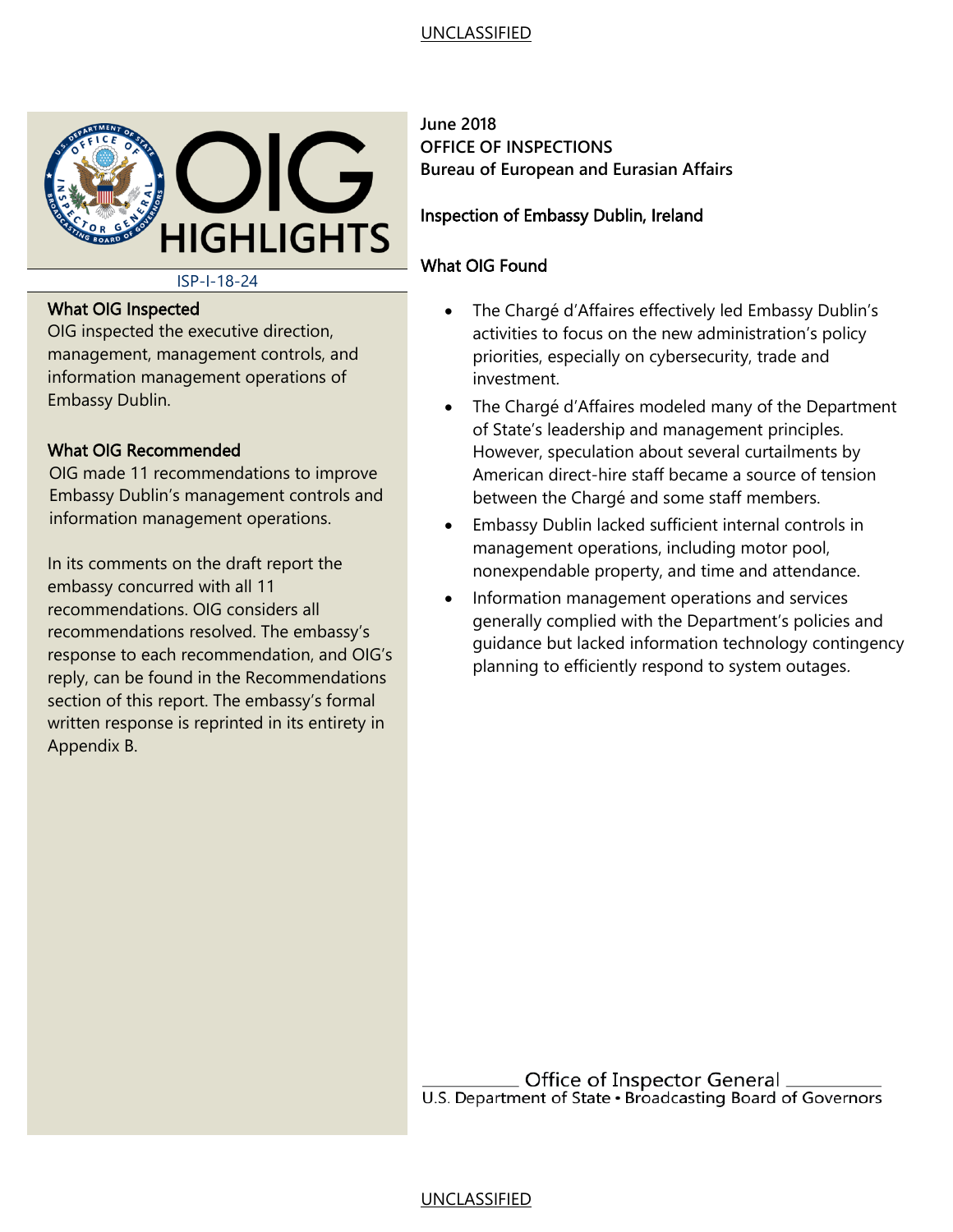# OIG HIGHLIGHTS

ISP-I-18-24

### What OIG Inspected

OIG inspected the executive direction, management, management controls, and information management operations of Embassy Dublin.

### What OIG Recommended

OIG made 11 recommendations to improve Embassy Dublin's management controls and information management operations.

In its comments on the draft report the embassy concurred with all 11 recommendations. OIG considers all recommendations resolved. The embassy's response to each recommendation, and OIG's reply, can be found in the Recommendations section of this report. The embassy's formal written response is reprinted in its entirety in Appendix B.

**June 2018**
**OFFICE OF INSPECTIONS**
**Bureau of European and Eurasian Affairs**

## Inspection of Embassy Dublin, Ireland

### What OIG Found

- The Chargé d'Affaires effectively led Embassy Dublin's activities to focus on the new administration's policy priorities, especially on cybersecurity, trade and investment.
- The Chargé d'Affaires modeled many of the Department of State's leadership and management principles. However, speculation about several curtailments by American direct-hire staff became a source of tension between the Chargé and some staff members.
- Embassy Dublin lacked sufficient internal controls in management operations, including motor pool, nonexpendable property, and time and attendance.
- Information management operations and services generally complied with the Department's policies and guidance but lacked information technology contingency planning to efficiently respond to system outages.

Office of Inspector General
U.S. Department of State • Broadcasting Board of Governors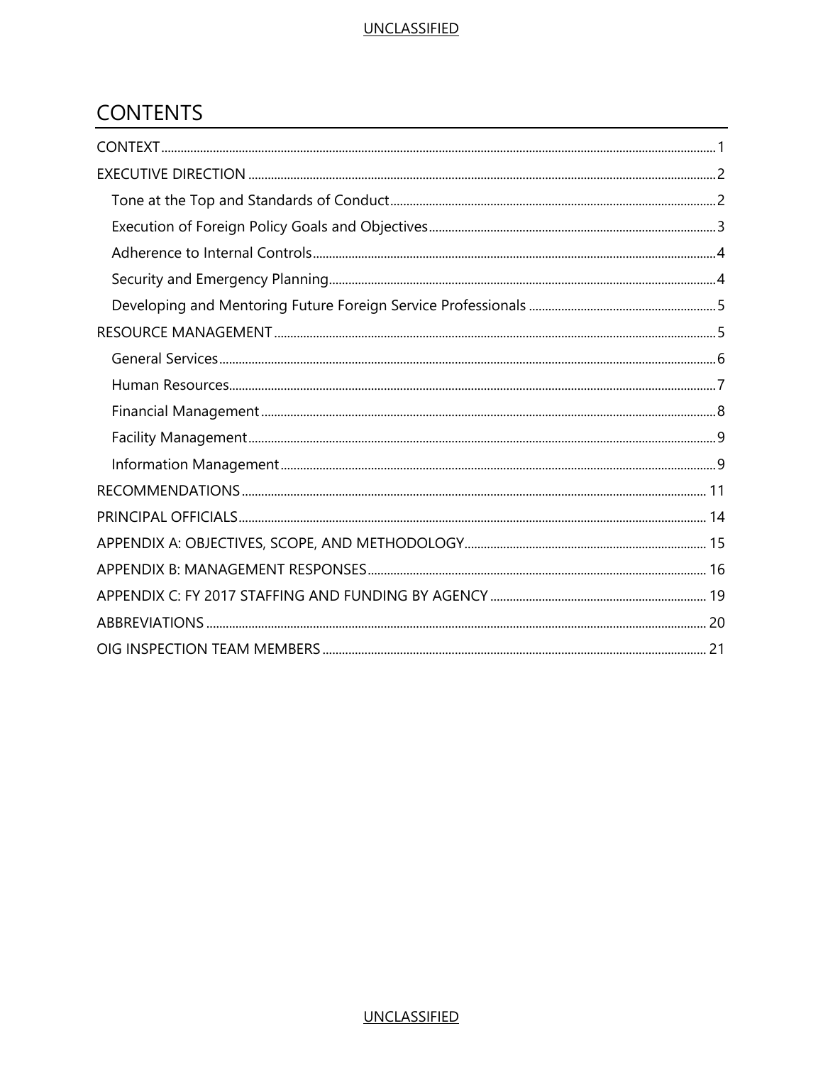# CONTENTS

- CONTEXT ..... 1
- EXECUTIVE DIRECTION ..... 2
  - Tone at the Top and Standards of Conduct ..... 2
  - Execution of Foreign Policy Goals and Objectives ..... 3
  - Adherence to Internal Controls ..... 4
  - Security and Emergency Planning ..... 4
  - Developing and Mentoring Future Foreign Service Professionals ..... 5
- RESOURCE MANAGEMENT ..... 5
  - General Services ..... 6
  - Human Resources ..... 7
  - Financial Management ..... 8
  - Facility Management ..... 9
  - Information Management ..... 9
- RECOMMENDATIONS ..... 11
- PRINCIPAL OFFICIALS ..... 14
- APPENDIX A: OBJECTIVES, SCOPE, AND METHODOLOGY ..... 15
- APPENDIX B: MANAGEMENT RESPONSES ..... 16
- APPENDIX C: FY 2017 STAFFING AND FUNDING BY AGENCY ..... 19
- ABBREVIATIONS ..... 20
- OIG INSPECTION TEAM MEMBERS ..... 21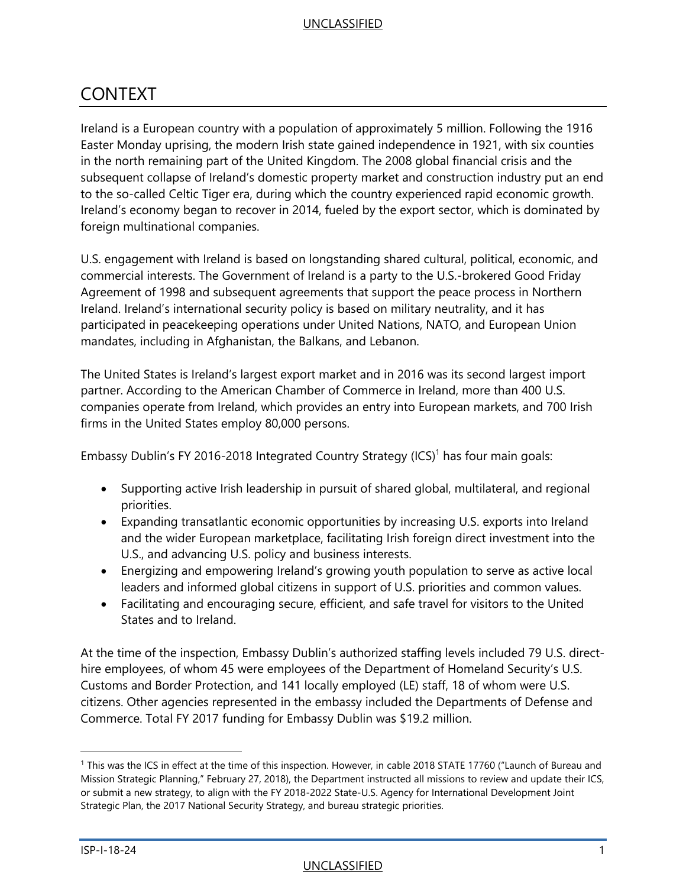# CONTEXT

Ireland is a European country with a population of approximately 5 million. Following the 1916 Easter Monday uprising, the modern Irish state gained independence in 1921, with six counties in the north remaining part of the United Kingdom. The 2008 global financial crisis and the subsequent collapse of Ireland's domestic property market and construction industry put an end to the so-called Celtic Tiger era, during which the country experienced rapid economic growth. Ireland's economy began to recover in 2014, fueled by the export sector, which is dominated by foreign multinational companies.

U.S. engagement with Ireland is based on longstanding shared cultural, political, economic, and commercial interests. The Government of Ireland is a party to the U.S.-brokered Good Friday Agreement of 1998 and subsequent agreements that support the peace process in Northern Ireland. Ireland's international security policy is based on military neutrality, and it has participated in peacekeeping operations under United Nations, NATO, and European Union mandates, including in Afghanistan, the Balkans, and Lebanon.

The United States is Ireland's largest export market and in 2016 was its second largest import partner. According to the American Chamber of Commerce in Ireland, more than 400 U.S. companies operate from Ireland, which provides an entry into European markets, and 700 Irish firms in the United States employ 80,000 persons.

Embassy Dublin's FY 2016-2018 Integrated Country Strategy (ICS)[1] has four main goals:

- Supporting active Irish leadership in pursuit of shared global, multilateral, and regional priorities.
- Expanding transatlantic economic opportunities by increasing U.S. exports into Ireland and the wider European marketplace, facilitating Irish foreign direct investment into the U.S., and advancing U.S. policy and business interests.
- Energizing and empowering Ireland's growing youth population to serve as active local leaders and informed global citizens in support of U.S. priorities and common values.
- Facilitating and encouraging secure, efficient, and safe travel for visitors to the United States and to Ireland.

At the time of the inspection, Embassy Dublin's authorized staffing levels included 79 U.S. direct-hire employees, of whom 45 were employees of the Department of Homeland Security's U.S. Customs and Border Protection, and 141 locally employed (LE) staff, 18 of whom were U.S. citizens. Other agencies represented in the embassy included the Departments of Defense and Commerce. Total FY 2017 funding for Embassy Dublin was $19.2 million.

[1] This was the ICS in effect at the time of this inspection. However, in cable 2018 STATE 17760 ("Launch of Bureau and Mission Strategic Planning," February 27, 2018), the Department instructed all missions to review and update their ICS, or submit a new strategy, to align with the FY 2018-2022 State-U.S. Agency for International Development Joint Strategic Plan, the 2017 National Security Strategy, and bureau strategic priorities.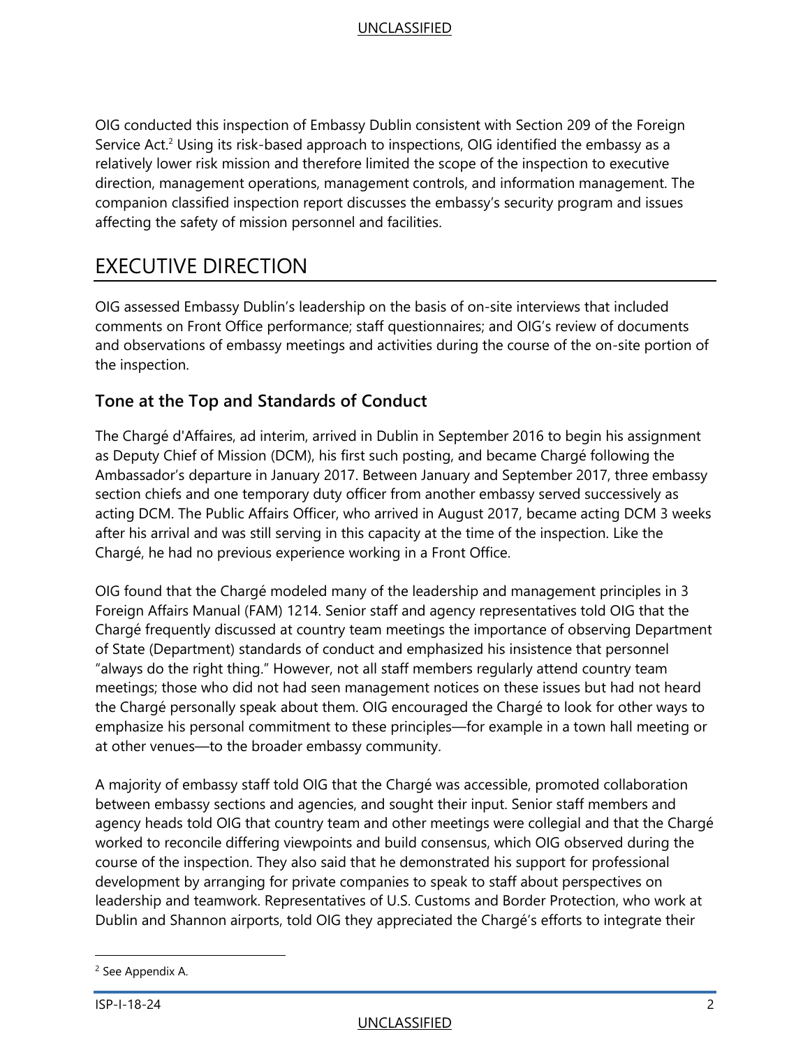OIG conducted this inspection of Embassy Dublin consistent with Section 209 of the Foreign Service Act.[2] Using its risk-based approach to inspections, OIG identified the embassy as a relatively lower risk mission and therefore limited the scope of the inspection to executive direction, management operations, management controls, and information management. The companion classified inspection report discusses the embassy's security program and issues affecting the safety of mission personnel and facilities.

# EXECUTIVE DIRECTION

OIG assessed Embassy Dublin's leadership on the basis of on-site interviews that included comments on Front Office performance; staff questionnaires; and OIG's review of documents and observations of embassy meetings and activities during the course of the on-site portion of the inspection.

## Tone at the Top and Standards of Conduct

The Chargé d'Affaires, ad interim, arrived in Dublin in September 2016 to begin his assignment as Deputy Chief of Mission (DCM), his first such posting, and became Chargé following the Ambassador's departure in January 2017. Between January and September 2017, three embassy section chiefs and one temporary duty officer from another embassy served successively as acting DCM. The Public Affairs Officer, who arrived in August 2017, became acting DCM 3 weeks after his arrival and was still serving in this capacity at the time of the inspection. Like the Chargé, he had no previous experience working in a Front Office.

OIG found that the Chargé modeled many of the leadership and management principles in 3 Foreign Affairs Manual (FAM) 1214. Senior staff and agency representatives told OIG that the Chargé frequently discussed at country team meetings the importance of observing Department of State (Department) standards of conduct and emphasized his insistence that personnel "always do the right thing." However, not all staff members regularly attend country team meetings; those who did not had seen management notices on these issues but had not heard the Chargé personally speak about them. OIG encouraged the Chargé to look for other ways to emphasize his personal commitment to these principles—for example in a town hall meeting or at other venues—to the broader embassy community.

A majority of embassy staff told OIG that the Chargé was accessible, promoted collaboration between embassy sections and agencies, and sought their input. Senior staff members and agency heads told OIG that country team and other meetings were collegial and that the Chargé worked to reconcile differing viewpoints and build consensus, which OIG observed during the course of the inspection. They also said that he demonstrated his support for professional development by arranging for private companies to speak to staff about perspectives on leadership and teamwork. Representatives of U.S. Customs and Border Protection, who work at Dublin and Shannon airports, told OIG they appreciated the Chargé's efforts to integrate their

[2] See Appendix A.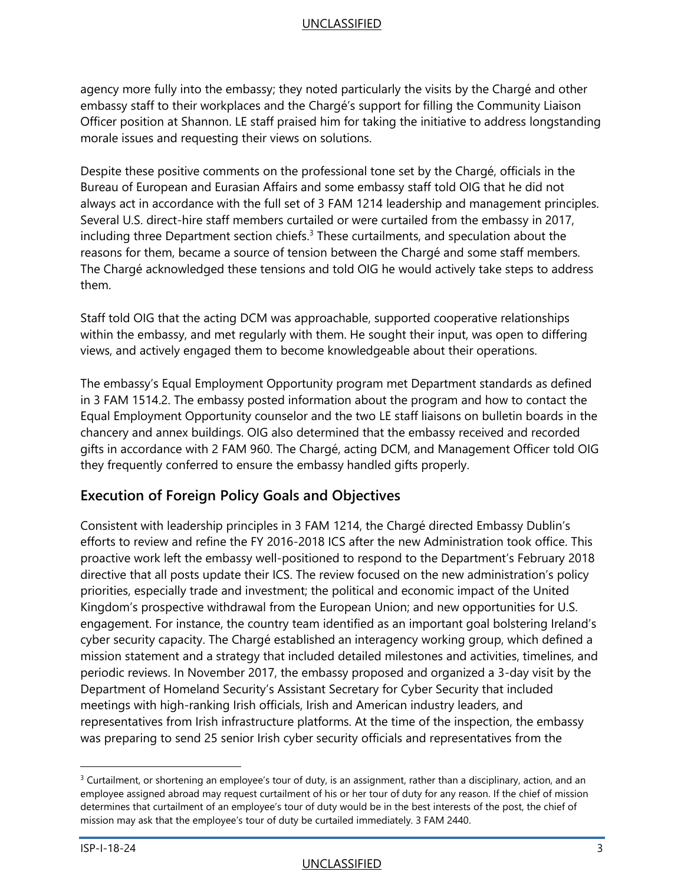agency more fully into the embassy; they noted particularly the visits by the Chargé and other embassy staff to their workplaces and the Chargé's support for filling the Community Liaison Officer position at Shannon. LE staff praised him for taking the initiative to address longstanding morale issues and requesting their views on solutions.

Despite these positive comments on the professional tone set by the Chargé, officials in the Bureau of European and Eurasian Affairs and some embassy staff told OIG that he did not always act in accordance with the full set of 3 FAM 1214 leadership and management principles. Several U.S. direct-hire staff members curtailed or were curtailed from the embassy in 2017, including three Department section chiefs.[3] These curtailments, and speculation about the reasons for them, became a source of tension between the Chargé and some staff members. The Chargé acknowledged these tensions and told OIG he would actively take steps to address them.

Staff told OIG that the acting DCM was approachable, supported cooperative relationships within the embassy, and met regularly with them. He sought their input, was open to differing views, and actively engaged them to become knowledgeable about their operations.

The embassy's Equal Employment Opportunity program met Department standards as defined in 3 FAM 1514.2. The embassy posted information about the program and how to contact the Equal Employment Opportunity counselor and the two LE staff liaisons on bulletin boards in the chancery and annex buildings. OIG also determined that the embassy received and recorded gifts in accordance with 2 FAM 960. The Chargé, acting DCM, and Management Officer told OIG they frequently conferred to ensure the embassy handled gifts properly.

## Execution of Foreign Policy Goals and Objectives

Consistent with leadership principles in 3 FAM 1214, the Chargé directed Embassy Dublin's efforts to review and refine the FY 2016-2018 ICS after the new Administration took office. This proactive work left the embassy well-positioned to respond to the Department's February 2018 directive that all posts update their ICS. The review focused on the new administration's policy priorities, especially trade and investment; the political and economic impact of the United Kingdom's prospective withdrawal from the European Union; and new opportunities for U.S. engagement. For instance, the country team identified as an important goal bolstering Ireland's cyber security capacity. The Chargé established an interagency working group, which defined a mission statement and a strategy that included detailed milestones and activities, timelines, and periodic reviews. In November 2017, the embassy proposed and organized a 3-day visit by the Department of Homeland Security's Assistant Secretary for Cyber Security that included meetings with high-ranking Irish officials, Irish and American industry leaders, and representatives from Irish infrastructure platforms. At the time of the inspection, the embassy was preparing to send 25 senior Irish cyber security officials and representatives from the

[3] Curtailment, or shortening an employee's tour of duty, is an assignment, rather than a disciplinary, action, and an employee assigned abroad may request curtailment of his or her tour of duty for any reason. If the chief of mission determines that curtailment of an employee's tour of duty would be in the best interests of the post, the chief of mission may ask that the employee's tour of duty be curtailed immediately. 3 FAM 2440.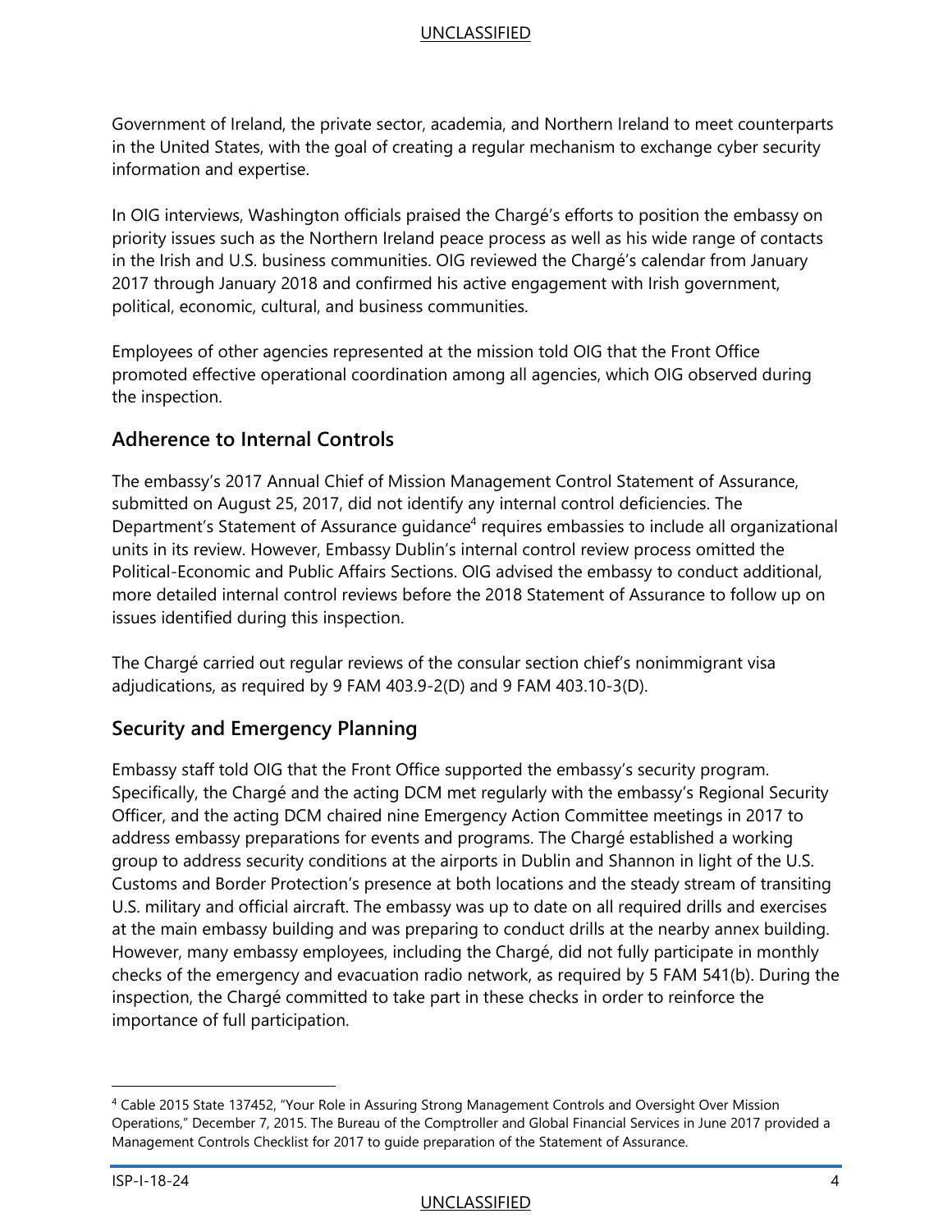Government of Ireland, the private sector, academia, and Northern Ireland to meet counterparts in the United States, with the goal of creating a regular mechanism to exchange cyber security information and expertise.

In OIG interviews, Washington officials praised the Chargé's efforts to position the embassy on priority issues such as the Northern Ireland peace process as well as his wide range of contacts in the Irish and U.S. business communities. OIG reviewed the Chargé's calendar from January 2017 through January 2018 and confirmed his active engagement with Irish government, political, economic, cultural, and business communities.

Employees of other agencies represented at the mission told OIG that the Front Office promoted effective operational coordination among all agencies, which OIG observed during the inspection.

## Adherence to Internal Controls

The embassy's 2017 Annual Chief of Mission Management Control Statement of Assurance, submitted on August 25, 2017, did not identify any internal control deficiencies. The Department's Statement of Assurance guidance[4] requires embassies to include all organizational units in its review. However, Embassy Dublin's internal control review process omitted the Political-Economic and Public Affairs Sections. OIG advised the embassy to conduct additional, more detailed internal control reviews before the 2018 Statement of Assurance to follow up on issues identified during this inspection.

The Chargé carried out regular reviews of the consular section chief's nonimmigrant visa adjudications, as required by 9 FAM 403.9-2(D) and 9 FAM 403.10-3(D).

## Security and Emergency Planning

Embassy staff told OIG that the Front Office supported the embassy's security program. Specifically, the Chargé and the acting DCM met regularly with the embassy's Regional Security Officer, and the acting DCM chaired nine Emergency Action Committee meetings in 2017 to address embassy preparations for events and programs. The Chargé established a working group to address security conditions at the airports in Dublin and Shannon in light of the U.S. Customs and Border Protection's presence at both locations and the steady stream of transiting U.S. military and official aircraft. The embassy was up to date on all required drills and exercises at the main embassy building and was preparing to conduct drills at the nearby annex building. However, many embassy employees, including the Chargé, did not fully participate in monthly checks of the emergency and evacuation radio network, as required by 5 FAM 541(b). During the inspection, the Chargé committed to take part in these checks in order to reinforce the importance of full participation.

---

[4] Cable 2015 State 137452, "Your Role in Assuring Strong Management Controls and Oversight Over Mission Operations," December 7, 2015. The Bureau of the Comptroller and Global Financial Services in June 2017 provided a Management Controls Checklist for 2017 to guide preparation of the Statement of Assurance.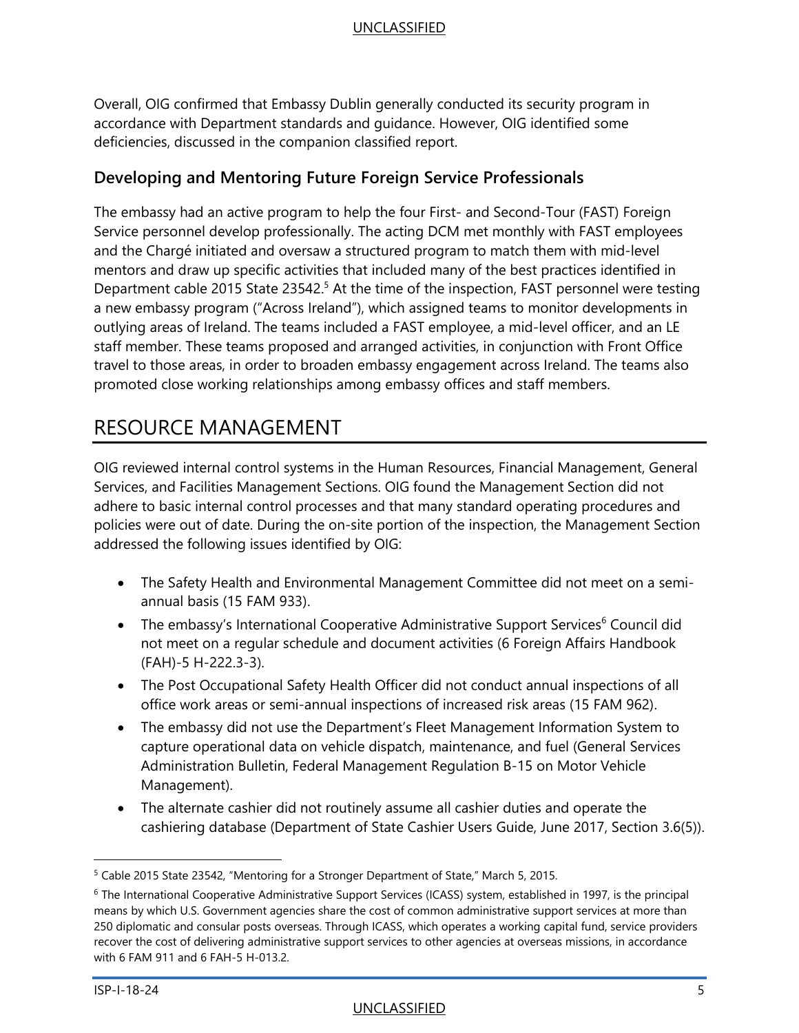Overall, OIG confirmed that Embassy Dublin generally conducted its security program in accordance with Department standards and guidance. However, OIG identified some deficiencies, discussed in the companion classified report.

### Developing and Mentoring Future Foreign Service Professionals

The embassy had an active program to help the four First- and Second-Tour (FAST) Foreign Service personnel develop professionally. The acting DCM met monthly with FAST employees and the Chargé initiated and oversaw a structured program to match them with mid-level mentors and draw up specific activities that included many of the best practices identified in Department cable 2015 State 23542.[5] At the time of the inspection, FAST personnel were testing a new embassy program ("Across Ireland"), which assigned teams to monitor developments in outlying areas of Ireland. The teams included a FAST employee, a mid-level officer, and an LE staff member. These teams proposed and arranged activities, in conjunction with Front Office travel to those areas, in order to broaden embassy engagement across Ireland. The teams also promoted close working relationships among embassy offices and staff members.

## RESOURCE MANAGEMENT

OIG reviewed internal control systems in the Human Resources, Financial Management, General Services, and Facilities Management Sections. OIG found the Management Section did not adhere to basic internal control processes and that many standard operating procedures and policies were out of date. During the on-site portion of the inspection, the Management Section addressed the following issues identified by OIG:

- The Safety Health and Environmental Management Committee did not meet on a semi-annual basis (15 FAM 933).
- The embassy's International Cooperative Administrative Support Services[6] Council did not meet on a regular schedule and document activities (6 Foreign Affairs Handbook (FAH)-5 H-222.3-3).
- The Post Occupational Safety Health Officer did not conduct annual inspections of all office work areas or semi-annual inspections of increased risk areas (15 FAM 962).
- The embassy did not use the Department's Fleet Management Information System to capture operational data on vehicle dispatch, maintenance, and fuel (General Services Administration Bulletin, Federal Management Regulation B-15 on Motor Vehicle Management).
- The alternate cashier did not routinely assume all cashier duties and operate the cashiering database (Department of State Cashier Users Guide, June 2017, Section 3.6(5)).

[5] Cable 2015 State 23542, "Mentoring for a Stronger Department of State," March 5, 2015.

[6] The International Cooperative Administrative Support Services (ICASS) system, established in 1997, is the principal means by which U.S. Government agencies share the cost of common administrative support services at more than 250 diplomatic and consular posts overseas. Through ICASS, which operates a working capital fund, service providers recover the cost of delivering administrative support services to other agencies at overseas missions, in accordance with 6 FAM 911 and 6 FAH-5 H-013.2.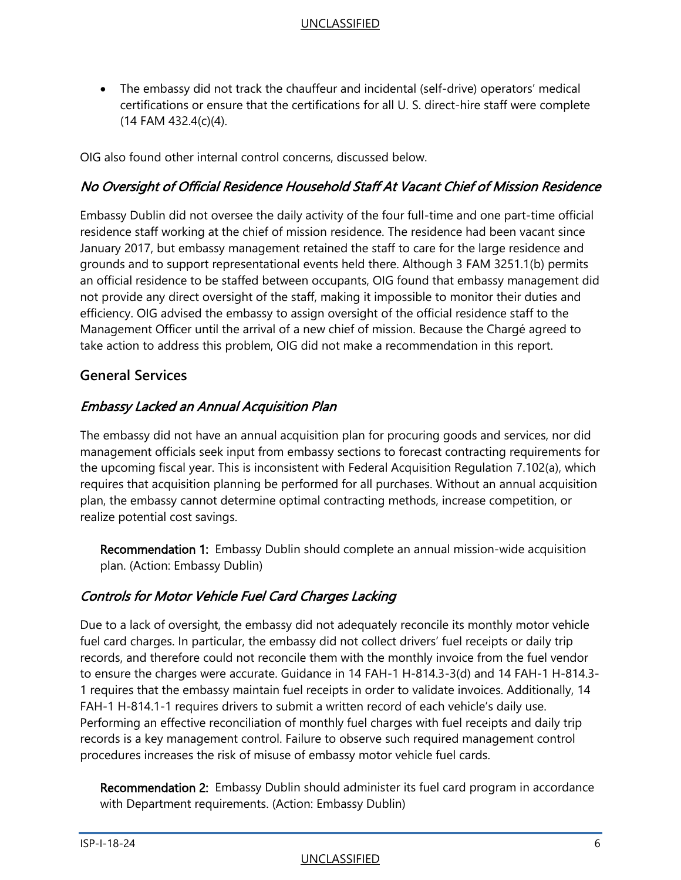- The embassy did not track the chauffeur and incidental (self-drive) operators' medical certifications or ensure that the certifications for all U. S. direct-hire staff were complete (14 FAM 432.4(c)(4).

OIG also found other internal control concerns, discussed below.

### *No Oversight of Official Residence Household Staff At Vacant Chief of Mission Residence*

Embassy Dublin did not oversee the daily activity of the four full-time and one part-time official residence staff working at the chief of mission residence. The residence had been vacant since January 2017, but embassy management retained the staff to care for the large residence and grounds and to support representational events held there. Although 3 FAM 3251.1(b) permits an official residence to be staffed between occupants, OIG found that embassy management did not provide any direct oversight of the staff, making it impossible to monitor their duties and efficiency. OIG advised the embassy to assign oversight of the official residence staff to the Management Officer until the arrival of a new chief of mission. Because the Chargé agreed to take action to address this problem, OIG did not make a recommendation in this report.

## General Services

### *Embassy Lacked an Annual Acquisition Plan*

The embassy did not have an annual acquisition plan for procuring goods and services, nor did management officials seek input from embassy sections to forecast contracting requirements for the upcoming fiscal year. This is inconsistent with Federal Acquisition Regulation 7.102(a), which requires that acquisition planning be performed for all purchases. Without an annual acquisition plan, the embassy cannot determine optimal contracting methods, increase competition, or realize potential cost savings.

> **Recommendation 1:** Embassy Dublin should complete an annual mission-wide acquisition plan. (Action: Embassy Dublin)

### *Controls for Motor Vehicle Fuel Card Charges Lacking*

Due to a lack of oversight, the embassy did not adequately reconcile its monthly motor vehicle fuel card charges. In particular, the embassy did not collect drivers' fuel receipts or daily trip records, and therefore could not reconcile them with the monthly invoice from the fuel vendor to ensure the charges were accurate. Guidance in 14 FAH-1 H-814.3-3(d) and 14 FAH-1 H-814.3-1 requires that the embassy maintain fuel receipts in order to validate invoices. Additionally, 14 FAH-1 H-814.1-1 requires drivers to submit a written record of each vehicle's daily use. Performing an effective reconciliation of monthly fuel charges with fuel receipts and daily trip records is a key management control. Failure to observe such required management control procedures increases the risk of misuse of embassy motor vehicle fuel cards.

> **Recommendation 2:** Embassy Dublin should administer its fuel card program in accordance with Department requirements. (Action: Embassy Dublin)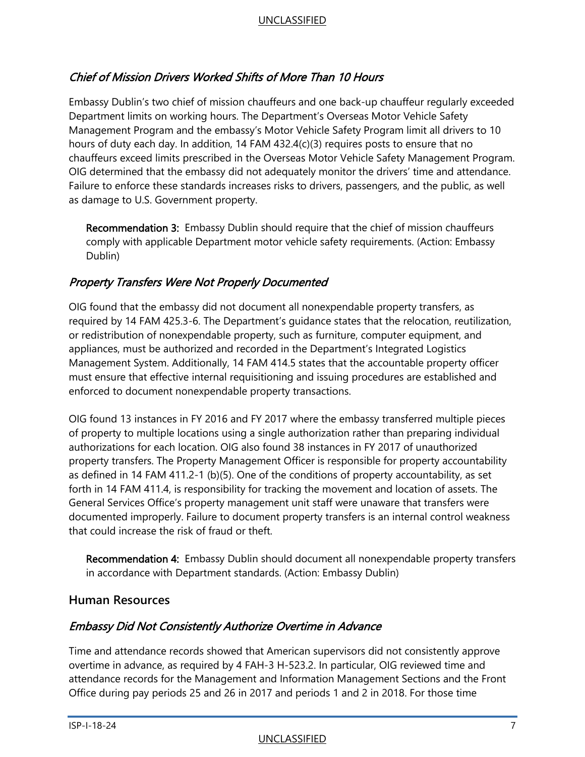### *Chief of Mission Drivers Worked Shifts of More Than 10 Hours*

Embassy Dublin's two chief of mission chauffeurs and one back-up chauffeur regularly exceeded Department limits on working hours. The Department's Overseas Motor Vehicle Safety Management Program and the embassy's Motor Vehicle Safety Program limit all drivers to 10 hours of duty each day. In addition, 14 FAM 432.4(c)(3) requires posts to ensure that no chauffeurs exceed limits prescribed in the Overseas Motor Vehicle Safety Management Program. OIG determined that the embassy did not adequately monitor the drivers' time and attendance. Failure to enforce these standards increases risks to drivers, passengers, and the public, as well as damage to U.S. Government property.

> **Recommendation 3:** Embassy Dublin should require that the chief of mission chauffeurs comply with applicable Department motor vehicle safety requirements. (Action: Embassy Dublin)

### *Property Transfers Were Not Properly Documented*

OIG found that the embassy did not document all nonexpendable property transfers, as required by 14 FAM 425.3-6. The Department's guidance states that the relocation, reutilization, or redistribution of nonexpendable property, such as furniture, computer equipment, and appliances, must be authorized and recorded in the Department's Integrated Logistics Management System. Additionally, 14 FAM 414.5 states that the accountable property officer must ensure that effective internal requisitioning and issuing procedures are established and enforced to document nonexpendable property transactions.

OIG found 13 instances in FY 2016 and FY 2017 where the embassy transferred multiple pieces of property to multiple locations using a single authorization rather than preparing individual authorizations for each location. OIG also found 38 instances in FY 2017 of unauthorized property transfers. The Property Management Officer is responsible for property accountability as defined in 14 FAM 411.2-1 (b)(5). One of the conditions of property accountability, as set forth in 14 FAM 411.4, is responsibility for tracking the movement and location of assets. The General Services Office's property management unit staff were unaware that transfers were documented improperly. Failure to document property transfers is an internal control weakness that could increase the risk of fraud or theft.

> **Recommendation 4:** Embassy Dublin should document all nonexpendable property transfers in accordance with Department standards. (Action: Embassy Dublin)

## Human Resources

### *Embassy Did Not Consistently Authorize Overtime in Advance*

Time and attendance records showed that American supervisors did not consistently approve overtime in advance, as required by 4 FAH-3 H-523.2. In particular, OIG reviewed time and attendance records for the Management and Information Management Sections and the Front Office during pay periods 25 and 26 in 2017 and periods 1 and 2 in 2018. For those time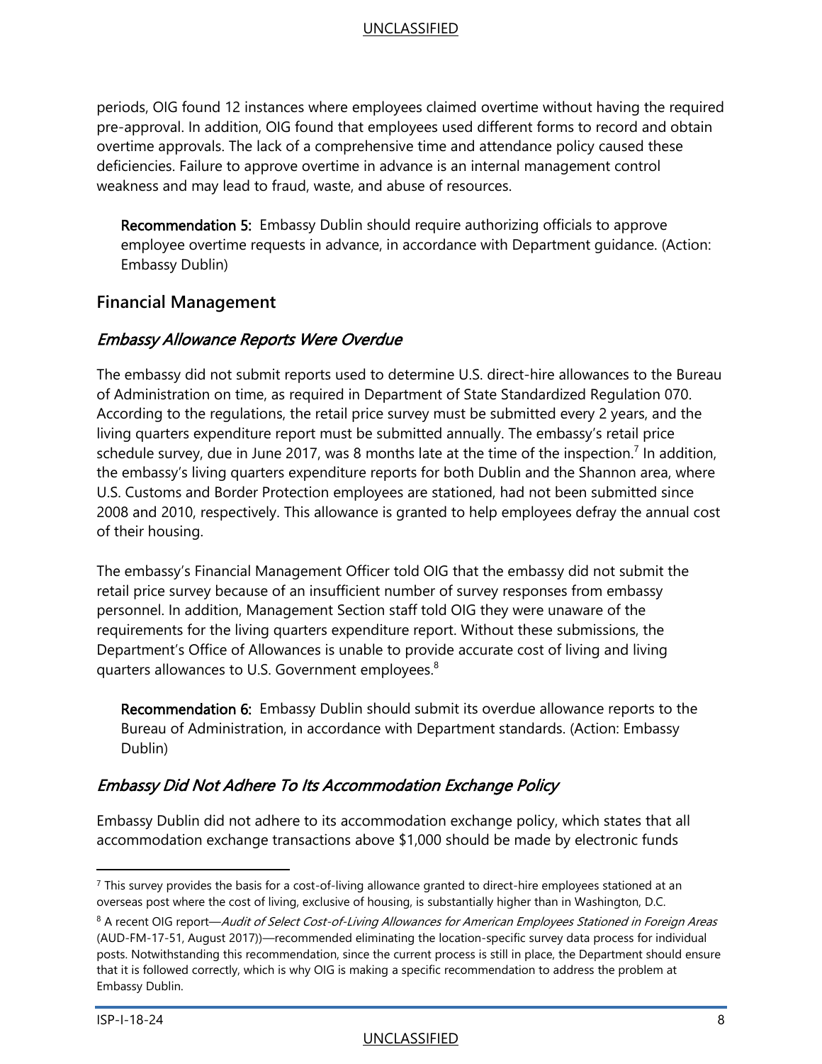periods, OIG found 12 instances where employees claimed overtime without having the required pre-approval. In addition, OIG found that employees used different forms to record and obtain overtime approvals. The lack of a comprehensive time and attendance policy caused these deficiencies. Failure to approve overtime in advance is an internal management control weakness and may lead to fraud, waste, and abuse of resources.

**Recommendation 5:** Embassy Dublin should require authorizing officials to approve employee overtime requests in advance, in accordance with Department guidance. (Action: Embassy Dublin)

## Financial Management

### *Embassy Allowance Reports Were Overdue*

The embassy did not submit reports used to determine U.S. direct-hire allowances to the Bureau of Administration on time, as required in Department of State Standardized Regulation 070. According to the regulations, the retail price survey must be submitted every 2 years, and the living quarters expenditure report must be submitted annually. The embassy's retail price schedule survey, due in June 2017, was 8 months late at the time of the inspection.[7] In addition, the embassy's living quarters expenditure reports for both Dublin and the Shannon area, where U.S. Customs and Border Protection employees are stationed, had not been submitted since 2008 and 2010, respectively. This allowance is granted to help employees defray the annual cost of their housing.

The embassy's Financial Management Officer told OIG that the embassy did not submit the retail price survey because of an insufficient number of survey responses from embassy personnel. In addition, Management Section staff told OIG they were unaware of the requirements for the living quarters expenditure report. Without these submissions, the Department's Office of Allowances is unable to provide accurate cost of living and living quarters allowances to U.S. Government employees.[8]

**Recommendation 6:** Embassy Dublin should submit its overdue allowance reports to the Bureau of Administration, in accordance with Department standards. (Action: Embassy Dublin)

### *Embassy Did Not Adhere To Its Accommodation Exchange Policy*

Embassy Dublin did not adhere to its accommodation exchange policy, which states that all accommodation exchange transactions above $1,000 should be made by electronic funds

---

[7] This survey provides the basis for a cost-of-living allowance granted to direct-hire employees stationed at an overseas post where the cost of living, exclusive of housing, is substantially higher than in Washington, D.C.

[8] A recent OIG report—*Audit of Select Cost-of-Living Allowances for American Employees Stationed in Foreign Areas* (AUD-FM-17-51, August 2017))—recommended eliminating the location-specific survey data process for individual posts. Notwithstanding this recommendation, since the current process is still in place, the Department should ensure that it is followed correctly, which is why OIG is making a specific recommendation to address the problem at Embassy Dublin.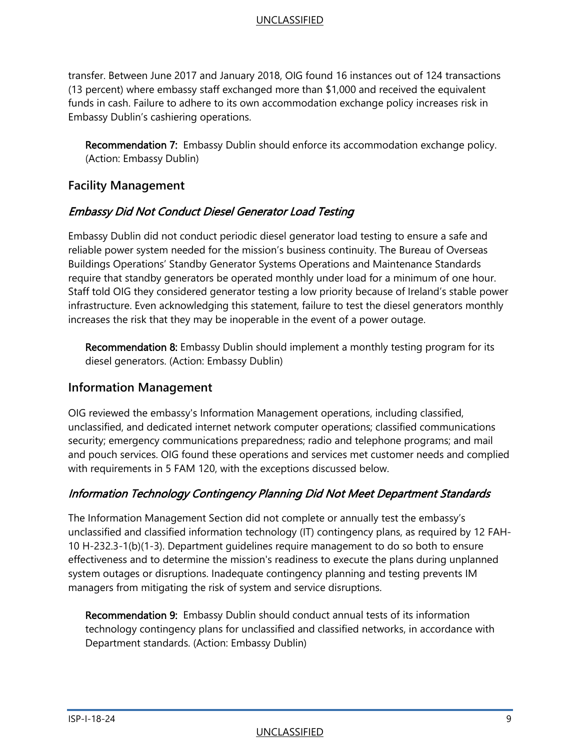transfer. Between June 2017 and January 2018, OIG found 16 instances out of 124 transactions (13 percent) where embassy staff exchanged more than $1,000 and received the equivalent funds in cash. Failure to adhere to its own accommodation exchange policy increases risk in Embassy Dublin's cashiering operations.

**Recommendation 7:** Embassy Dublin should enforce its accommodation exchange policy. (Action: Embassy Dublin)

## Facility Management

### *Embassy Did Not Conduct Diesel Generator Load Testing*

Embassy Dublin did not conduct periodic diesel generator load testing to ensure a safe and reliable power system needed for the mission's business continuity. The Bureau of Overseas Buildings Operations' Standby Generator Systems Operations and Maintenance Standards require that standby generators be operated monthly under load for a minimum of one hour. Staff told OIG they considered generator testing a low priority because of Ireland's stable power infrastructure. Even acknowledging this statement, failure to test the diesel generators monthly increases the risk that they may be inoperable in the event of a power outage.

**Recommendation 8:** Embassy Dublin should implement a monthly testing program for its diesel generators. (Action: Embassy Dublin)

## Information Management

OIG reviewed the embassy's Information Management operations, including classified, unclassified, and dedicated internet network computer operations; classified communications security; emergency communications preparedness; radio and telephone programs; and mail and pouch services. OIG found these operations and services met customer needs and complied with requirements in 5 FAM 120, with the exceptions discussed below.

### *Information Technology Contingency Planning Did Not Meet Department Standards*

The Information Management Section did not complete or annually test the embassy's unclassified and classified information technology (IT) contingency plans, as required by 12 FAH-10 H-232.3-1(b)(1-3). Department guidelines require management to do so both to ensure effectiveness and to determine the mission's readiness to execute the plans during unplanned system outages or disruptions. Inadequate contingency planning and testing prevents IM managers from mitigating the risk of system and service disruptions.

**Recommendation 9:** Embassy Dublin should conduct annual tests of its information technology contingency plans for unclassified and classified networks, in accordance with Department standards. (Action: Embassy Dublin)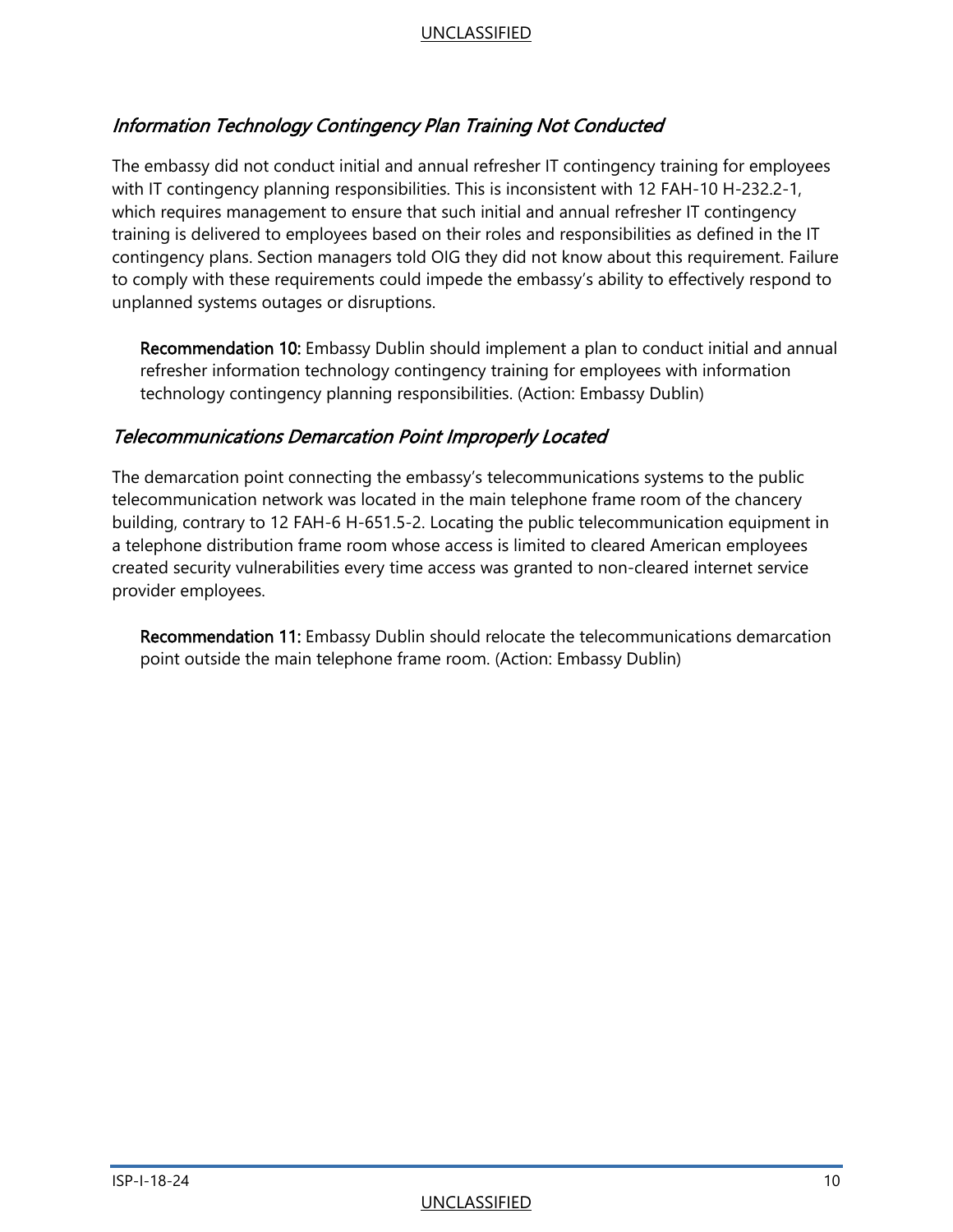### *Information Technology Contingency Plan Training Not Conducted*

The embassy did not conduct initial and annual refresher IT contingency training for employees with IT contingency planning responsibilities. This is inconsistent with 12 FAH-10 H-232.2-1, which requires management to ensure that such initial and annual refresher IT contingency training is delivered to employees based on their roles and responsibilities as defined in the IT contingency plans. Section managers told OIG they did not know about this requirement. Failure to comply with these requirements could impede the embassy's ability to effectively respond to unplanned systems outages or disruptions.

> **Recommendation 10:** Embassy Dublin should implement a plan to conduct initial and annual refresher information technology contingency training for employees with information technology contingency planning responsibilities. (Action: Embassy Dublin)

### *Telecommunications Demarcation Point Improperly Located*

The demarcation point connecting the embassy's telecommunications systems to the public telecommunication network was located in the main telephone frame room of the chancery building, contrary to 12 FAH-6 H-651.5-2. Locating the public telecommunication equipment in a telephone distribution frame room whose access is limited to cleared American employees created security vulnerabilities every time access was granted to non-cleared internet service provider employees.

> **Recommendation 11:** Embassy Dublin should relocate the telecommunications demarcation point outside the main telephone frame room. (Action: Embassy Dublin)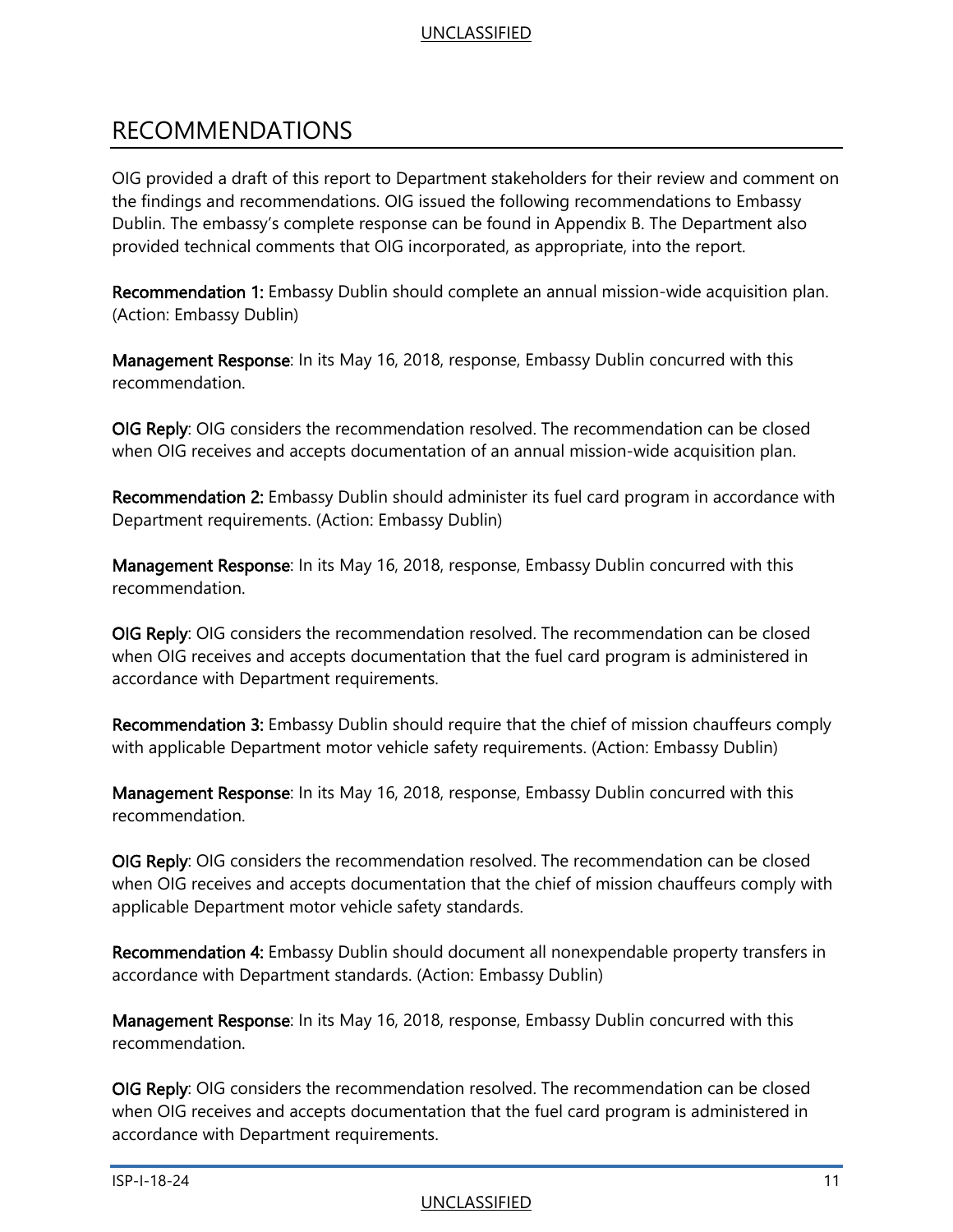# RECOMMENDATIONS

OIG provided a draft of this report to Department stakeholders for their review and comment on the findings and recommendations. OIG issued the following recommendations to Embassy Dublin. The embassy's complete response can be found in Appendix B. The Department also provided technical comments that OIG incorporated, as appropriate, into the report.

**Recommendation 1:** Embassy Dublin should complete an annual mission-wide acquisition plan. (Action: Embassy Dublin)

**Management Response**: In its May 16, 2018, response, Embassy Dublin concurred with this recommendation.

**OIG Reply**: OIG considers the recommendation resolved. The recommendation can be closed when OIG receives and accepts documentation of an annual mission-wide acquisition plan.

**Recommendation 2:** Embassy Dublin should administer its fuel card program in accordance with Department requirements. (Action: Embassy Dublin)

**Management Response**: In its May 16, 2018, response, Embassy Dublin concurred with this recommendation.

**OIG Reply**: OIG considers the recommendation resolved. The recommendation can be closed when OIG receives and accepts documentation that the fuel card program is administered in accordance with Department requirements.

**Recommendation 3:** Embassy Dublin should require that the chief of mission chauffeurs comply with applicable Department motor vehicle safety requirements. (Action: Embassy Dublin)

**Management Response**: In its May 16, 2018, response, Embassy Dublin concurred with this recommendation.

**OIG Reply**: OIG considers the recommendation resolved. The recommendation can be closed when OIG receives and accepts documentation that the chief of mission chauffeurs comply with applicable Department motor vehicle safety standards.

**Recommendation 4:** Embassy Dublin should document all nonexpendable property transfers in accordance with Department standards. (Action: Embassy Dublin)

**Management Response**: In its May 16, 2018, response, Embassy Dublin concurred with this recommendation.

**OIG Reply**: OIG considers the recommendation resolved. The recommendation can be closed when OIG receives and accepts documentation that the fuel card program is administered in accordance with Department requirements.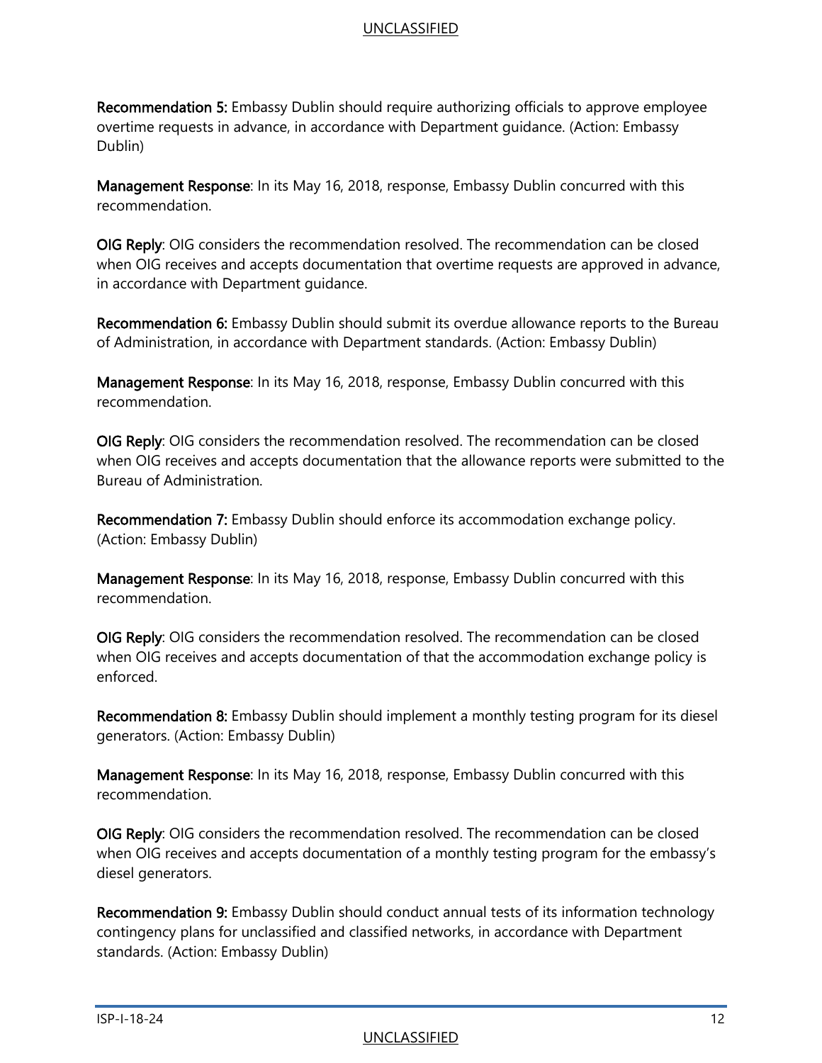**Recommendation 5:** Embassy Dublin should require authorizing officials to approve employee overtime requests in advance, in accordance with Department guidance. (Action: Embassy Dublin)

**Management Response**: In its May 16, 2018, response, Embassy Dublin concurred with this recommendation.

**OIG Reply**: OIG considers the recommendation resolved. The recommendation can be closed when OIG receives and accepts documentation that overtime requests are approved in advance, in accordance with Department guidance.

**Recommendation 6:** Embassy Dublin should submit its overdue allowance reports to the Bureau of Administration, in accordance with Department standards. (Action: Embassy Dublin)

**Management Response**: In its May 16, 2018, response, Embassy Dublin concurred with this recommendation.

**OIG Reply**: OIG considers the recommendation resolved. The recommendation can be closed when OIG receives and accepts documentation that the allowance reports were submitted to the Bureau of Administration.

**Recommendation 7:** Embassy Dublin should enforce its accommodation exchange policy. (Action: Embassy Dublin)

**Management Response**: In its May 16, 2018, response, Embassy Dublin concurred with this recommendation.

**OIG Reply**: OIG considers the recommendation resolved. The recommendation can be closed when OIG receives and accepts documentation of that the accommodation exchange policy is enforced.

**Recommendation 8:** Embassy Dublin should implement a monthly testing program for its diesel generators. (Action: Embassy Dublin)

**Management Response**: In its May 16, 2018, response, Embassy Dublin concurred with this recommendation.

**OIG Reply**: OIG considers the recommendation resolved. The recommendation can be closed when OIG receives and accepts documentation of a monthly testing program for the embassy's diesel generators.

**Recommendation 9:** Embassy Dublin should conduct annual tests of its information technology contingency plans for unclassified and classified networks, in accordance with Department standards. (Action: Embassy Dublin)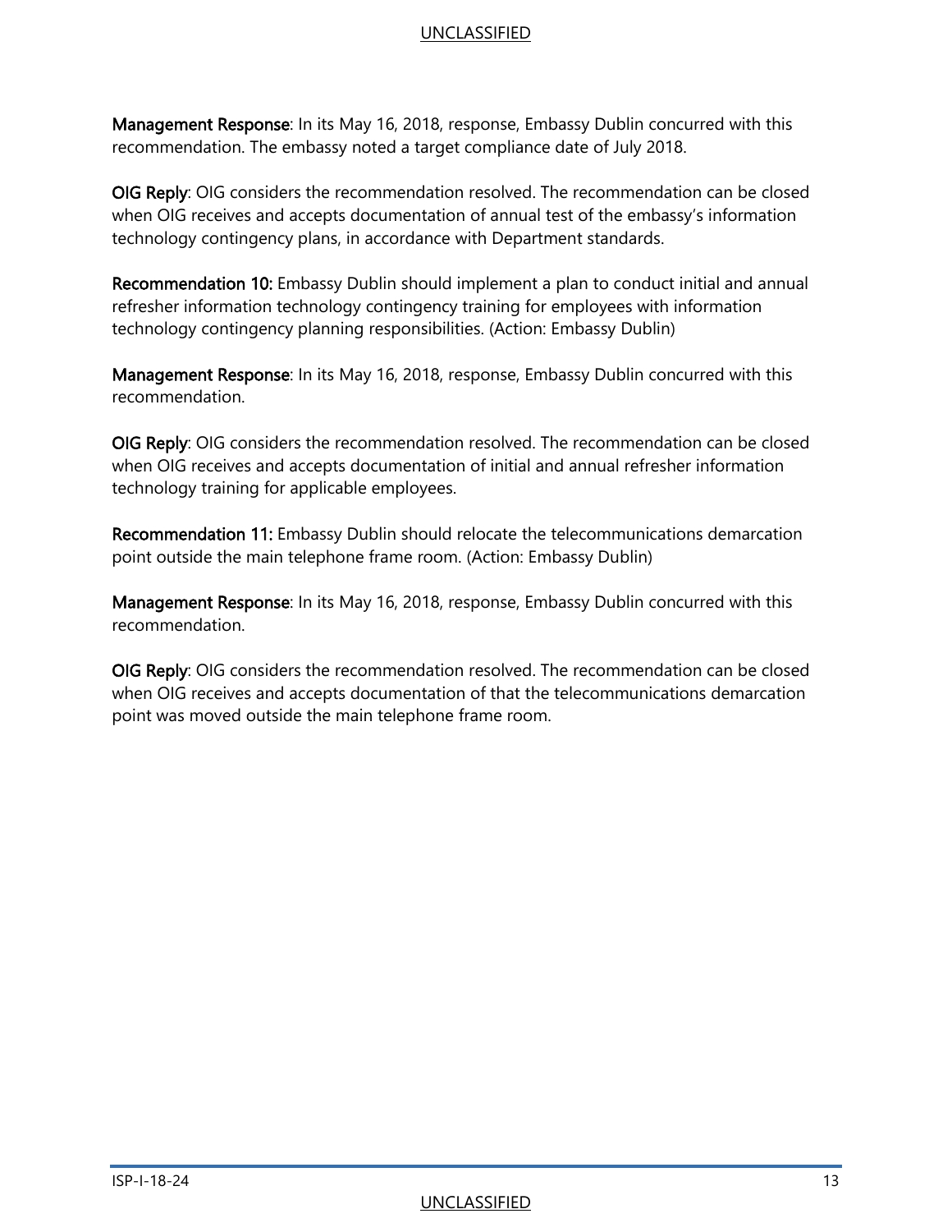**Management Response**: In its May 16, 2018, response, Embassy Dublin concurred with this recommendation. The embassy noted a target compliance date of July 2018.

**OIG Reply**: OIG considers the recommendation resolved. The recommendation can be closed when OIG receives and accepts documentation of annual test of the embassy's information technology contingency plans, in accordance with Department standards.

**Recommendation 10:** Embassy Dublin should implement a plan to conduct initial and annual refresher information technology contingency training for employees with information technology contingency planning responsibilities. (Action: Embassy Dublin)

**Management Response**: In its May 16, 2018, response, Embassy Dublin concurred with this recommendation.

**OIG Reply**: OIG considers the recommendation resolved. The recommendation can be closed when OIG receives and accepts documentation of initial and annual refresher information technology training for applicable employees.

**Recommendation 11:** Embassy Dublin should relocate the telecommunications demarcation point outside the main telephone frame room. (Action: Embassy Dublin)

**Management Response**: In its May 16, 2018, response, Embassy Dublin concurred with this recommendation.

**OIG Reply**: OIG considers the recommendation resolved. The recommendation can be closed when OIG receives and accepts documentation of that the telecommunications demarcation point was moved outside the main telephone frame room.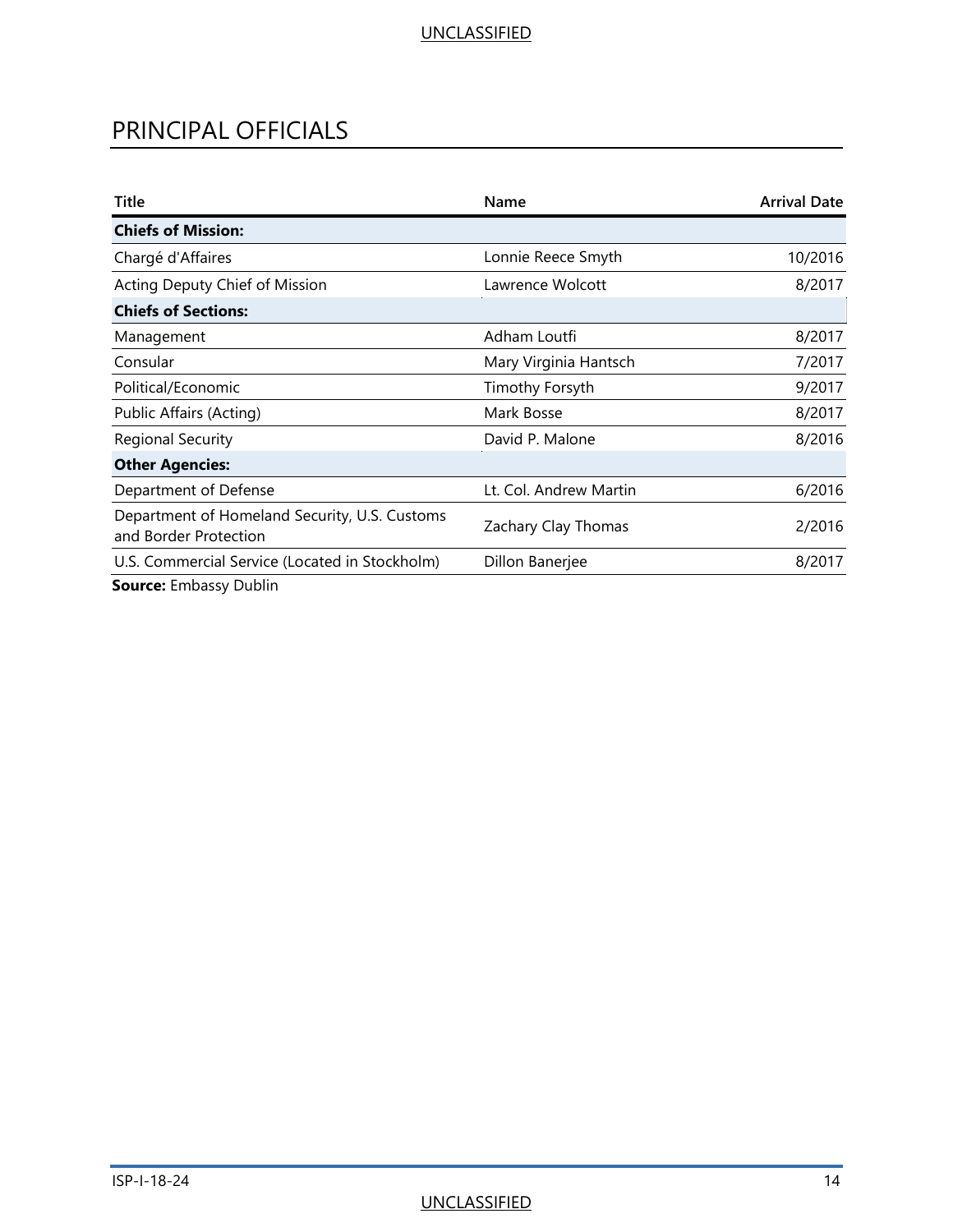# PRINCIPAL OFFICIALS

| Title | Name | Arrival Date |
|---|---|---|
| **Chiefs of Mission:** | | |
| Chargé d'Affaires | Lonnie Reece Smyth | 10/2016 |
| Acting Deputy Chief of Mission | Lawrence Wolcott | 8/2017 |
| **Chiefs of Sections:** | | |
| Management | Adham Loutfi | 8/2017 |
| Consular | Mary Virginia Hantsch | 7/2017 |
| Political/Economic | Timothy Forsyth | 9/2017 |
| Public Affairs (Acting) | Mark Bosse | 8/2017 |
| Regional Security | David P. Malone | 8/2016 |
| **Other Agencies:** | | |
| Department of Defense | Lt. Col. Andrew Martin | 6/2016 |
| Department of Homeland Security, U.S. Customs and Border Protection | Zachary Clay Thomas | 2/2016 |
| U.S. Commercial Service (Located in Stockholm) | Dillon Banerjee | 8/2017 |

**Source:** Embassy Dublin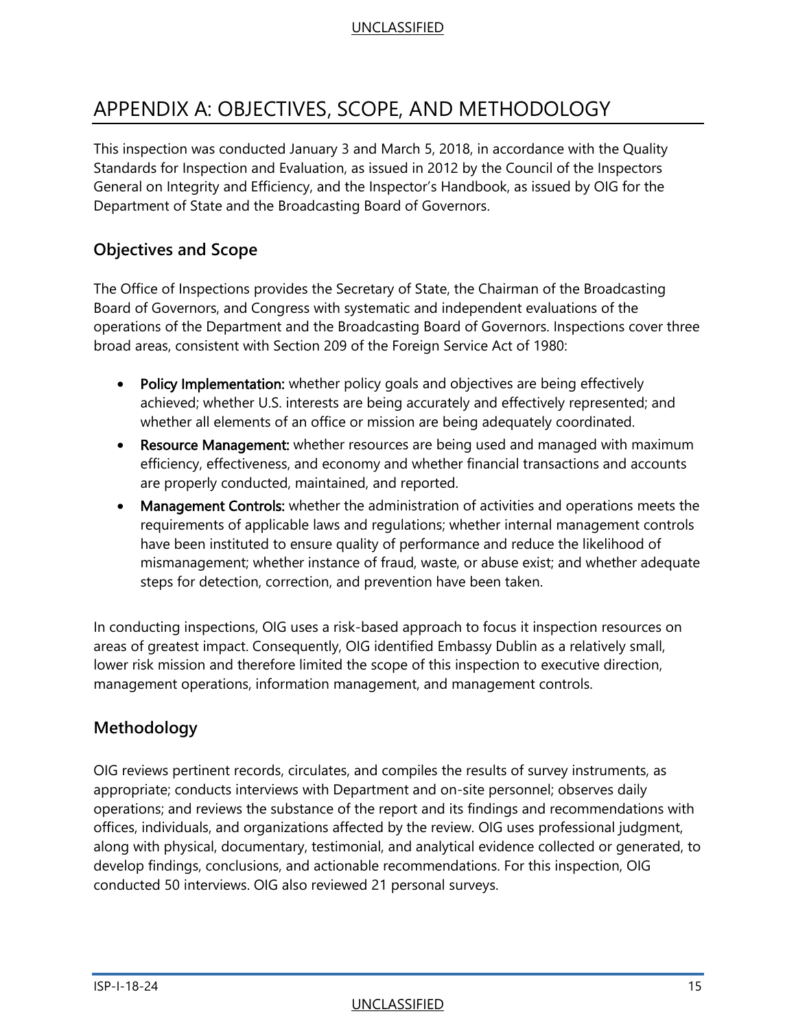# APPENDIX A: OBJECTIVES, SCOPE, AND METHODOLOGY

This inspection was conducted January 3 and March 5, 2018, in accordance with the Quality Standards for Inspection and Evaluation, as issued in 2012 by the Council of the Inspectors General on Integrity and Efficiency, and the Inspector's Handbook, as issued by OIG for the Department of State and the Broadcasting Board of Governors.

## Objectives and Scope

The Office of Inspections provides the Secretary of State, the Chairman of the Broadcasting Board of Governors, and Congress with systematic and independent evaluations of the operations of the Department and the Broadcasting Board of Governors. Inspections cover three broad areas, consistent with Section 209 of the Foreign Service Act of 1980:

- **Policy Implementation:** whether policy goals and objectives are being effectively achieved; whether U.S. interests are being accurately and effectively represented; and whether all elements of an office or mission are being adequately coordinated.
- **Resource Management:** whether resources are being used and managed with maximum efficiency, effectiveness, and economy and whether financial transactions and accounts are properly conducted, maintained, and reported.
- **Management Controls:** whether the administration of activities and operations meets the requirements of applicable laws and regulations; whether internal management controls have been instituted to ensure quality of performance and reduce the likelihood of mismanagement; whether instance of fraud, waste, or abuse exist; and whether adequate steps for detection, correction, and prevention have been taken.

In conducting inspections, OIG uses a risk-based approach to focus it inspection resources on areas of greatest impact. Consequently, OIG identified Embassy Dublin as a relatively small, lower risk mission and therefore limited the scope of this inspection to executive direction, management operations, information management, and management controls.

## Methodology

OIG reviews pertinent records, circulates, and compiles the results of survey instruments, as appropriate; conducts interviews with Department and on-site personnel; observes daily operations; and reviews the substance of the report and its findings and recommendations with offices, individuals, and organizations affected by the review. OIG uses professional judgment, along with physical, documentary, testimonial, and analytical evidence collected or generated, to develop findings, conclusions, and actionable recommendations. For this inspection, OIG conducted 50 interviews. OIG also reviewed 21 personal surveys.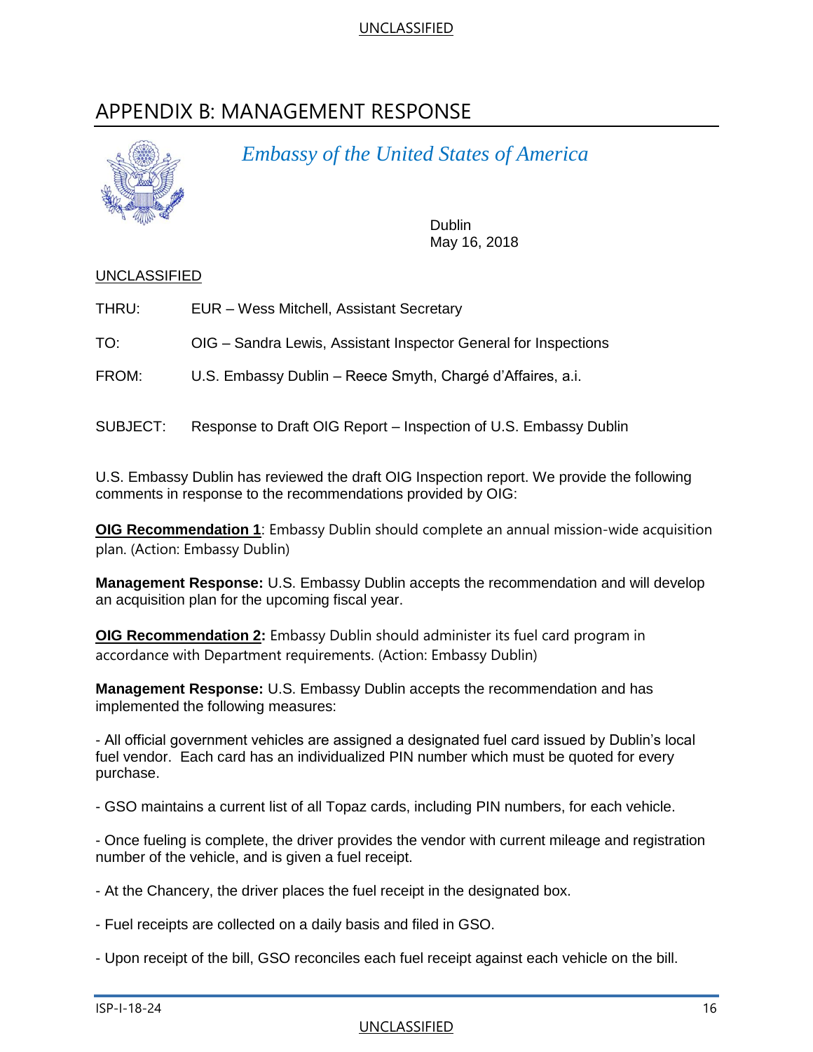# APPENDIX B: MANAGEMENT RESPONSE

*Embassy of the United States of America*

Dublin
May 16, 2018

UNCLASSIFIED

THRU: EUR – Wess Mitchell, Assistant Secretary

TO: OIG – Sandra Lewis, Assistant Inspector General for Inspections

FROM: U.S. Embassy Dublin – Reece Smyth, Chargé d'Affaires, a.i.

SUBJECT: Response to Draft OIG Report – Inspection of U.S. Embassy Dublin

U.S. Embassy Dublin has reviewed the draft OIG Inspection report. We provide the following comments in response to the recommendations provided by OIG:

**OIG Recommendation 1**: Embassy Dublin should complete an annual mission-wide acquisition plan. (Action: Embassy Dublin)

**Management Response:** U.S. Embassy Dublin accepts the recommendation and will develop an acquisition plan for the upcoming fiscal year.

**OIG Recommendation 2:** Embassy Dublin should administer its fuel card program in accordance with Department requirements. (Action: Embassy Dublin)

**Management Response:** U.S. Embassy Dublin accepts the recommendation and has implemented the following measures:

- All official government vehicles are assigned a designated fuel card issued by Dublin's local fuel vendor. Each card has an individualized PIN number which must be quoted for every purchase.

- GSO maintains a current list of all Topaz cards, including PIN numbers, for each vehicle.

- Once fueling is complete, the driver provides the vendor with current mileage and registration number of the vehicle, and is given a fuel receipt.

- At the Chancery, the driver places the fuel receipt in the designated box.

- Fuel receipts are collected on a daily basis and filed in GSO.

- Upon receipt of the bill, GSO reconciles each fuel receipt against each vehicle on the bill.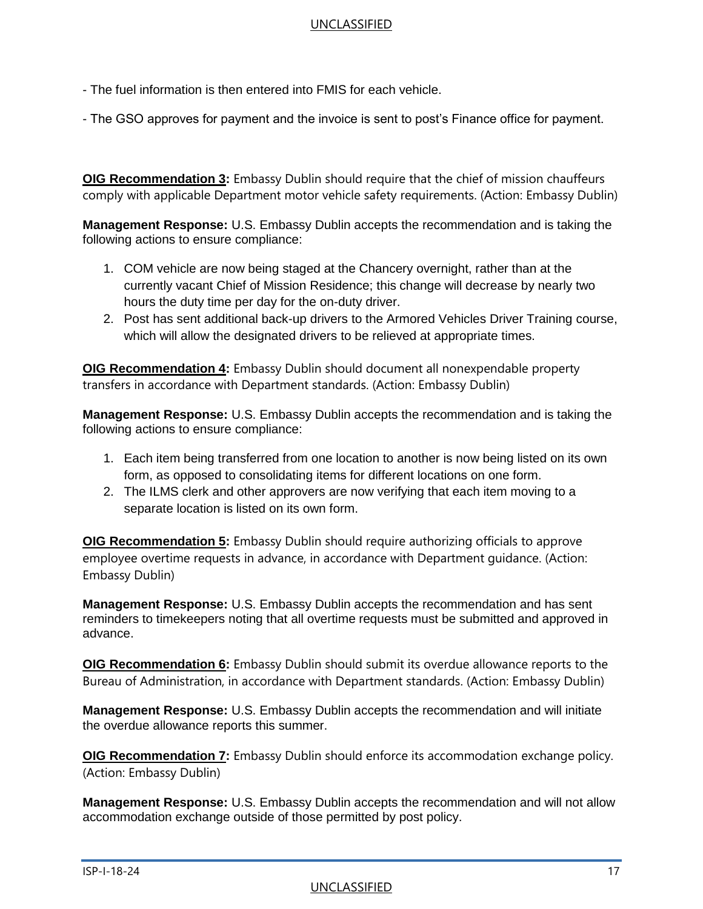- The fuel information is then entered into FMIS for each vehicle.

- The GSO approves for payment and the invoice is sent to post's Finance office for payment.

**OIG Recommendation 3:** Embassy Dublin should require that the chief of mission chauffeurs comply with applicable Department motor vehicle safety requirements. (Action: Embassy Dublin)

**Management Response:** U.S. Embassy Dublin accepts the recommendation and is taking the following actions to ensure compliance:

1. COM vehicle are now being staged at the Chancery overnight, rather than at the currently vacant Chief of Mission Residence; this change will decrease by nearly two hours the duty time per day for the on-duty driver.
2. Post has sent additional back-up drivers to the Armored Vehicles Driver Training course, which will allow the designated drivers to be relieved at appropriate times.

**OIG Recommendation 4:** Embassy Dublin should document all nonexpendable property transfers in accordance with Department standards. (Action: Embassy Dublin)

**Management Response:** U.S. Embassy Dublin accepts the recommendation and is taking the following actions to ensure compliance:

1. Each item being transferred from one location to another is now being listed on its own form, as opposed to consolidating items for different locations on one form.
2. The ILMS clerk and other approvers are now verifying that each item moving to a separate location is listed on its own form.

**OIG Recommendation 5:** Embassy Dublin should require authorizing officials to approve employee overtime requests in advance, in accordance with Department guidance. (Action: Embassy Dublin)

**Management Response:** U.S. Embassy Dublin accepts the recommendation and has sent reminders to timekeepers noting that all overtime requests must be submitted and approved in advance.

**OIG Recommendation 6:** Embassy Dublin should submit its overdue allowance reports to the Bureau of Administration, in accordance with Department standards. (Action: Embassy Dublin)

**Management Response:** U.S. Embassy Dublin accepts the recommendation and will initiate the overdue allowance reports this summer.

**OIG Recommendation 7:** Embassy Dublin should enforce its accommodation exchange policy. (Action: Embassy Dublin)

**Management Response:** U.S. Embassy Dublin accepts the recommendation and will not allow accommodation exchange outside of those permitted by post policy.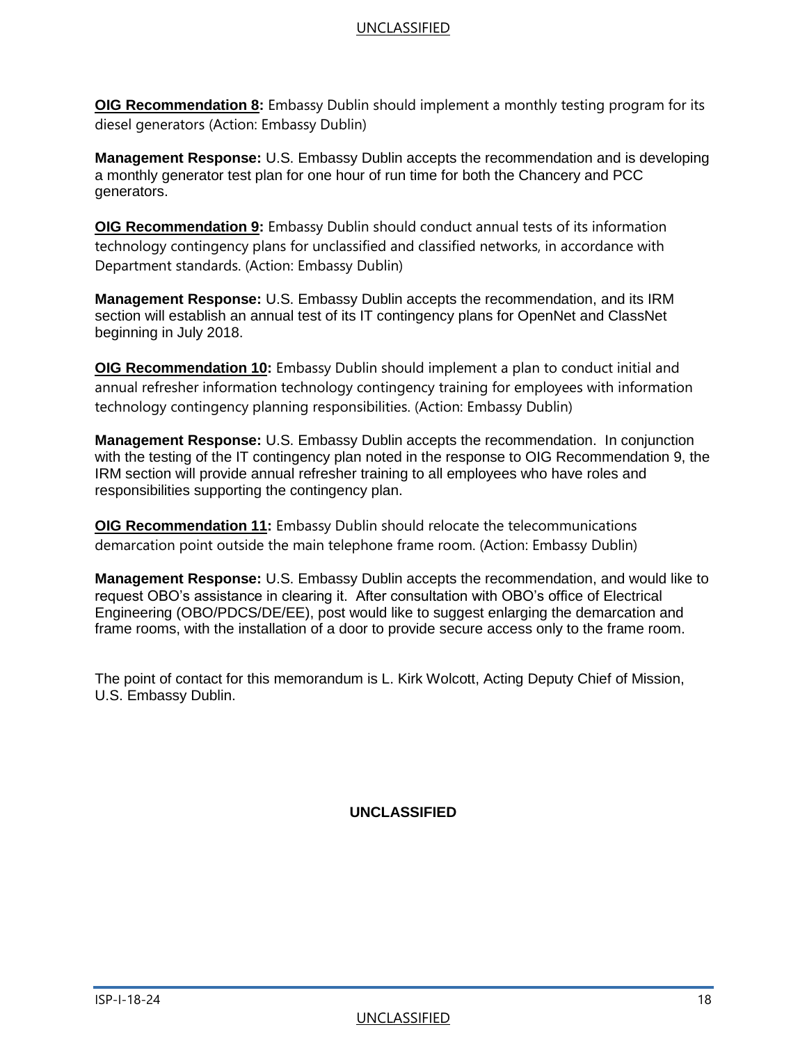**OIG Recommendation 8:** Embassy Dublin should implement a monthly testing program for its diesel generators (Action: Embassy Dublin)

**Management Response:** U.S. Embassy Dublin accepts the recommendation and is developing a monthly generator test plan for one hour of run time for both the Chancery and PCC generators.

**OIG Recommendation 9:** Embassy Dublin should conduct annual tests of its information technology contingency plans for unclassified and classified networks, in accordance with Department standards. (Action: Embassy Dublin)

**Management Response:** U.S. Embassy Dublin accepts the recommendation, and its IRM section will establish an annual test of its IT contingency plans for OpenNet and ClassNet beginning in July 2018.

**OIG Recommendation 10:** Embassy Dublin should implement a plan to conduct initial and annual refresher information technology contingency training for employees with information technology contingency planning responsibilities. (Action: Embassy Dublin)

**Management Response:** U.S. Embassy Dublin accepts the recommendation. In conjunction with the testing of the IT contingency plan noted in the response to OIG Recommendation 9, the IRM section will provide annual refresher training to all employees who have roles and responsibilities supporting the contingency plan.

**OIG Recommendation 11:** Embassy Dublin should relocate the telecommunications demarcation point outside the main telephone frame room. (Action: Embassy Dublin)

**Management Response:** U.S. Embassy Dublin accepts the recommendation, and would like to request OBO's assistance in clearing it. After consultation with OBO's office of Electrical Engineering (OBO/PDCS/DE/EE), post would like to suggest enlarging the demarcation and frame rooms, with the installation of a door to provide secure access only to the frame room.

The point of contact for this memorandum is L. Kirk Wolcott, Acting Deputy Chief of Mission, U.S. Embassy Dublin.

**UNCLASSIFIED**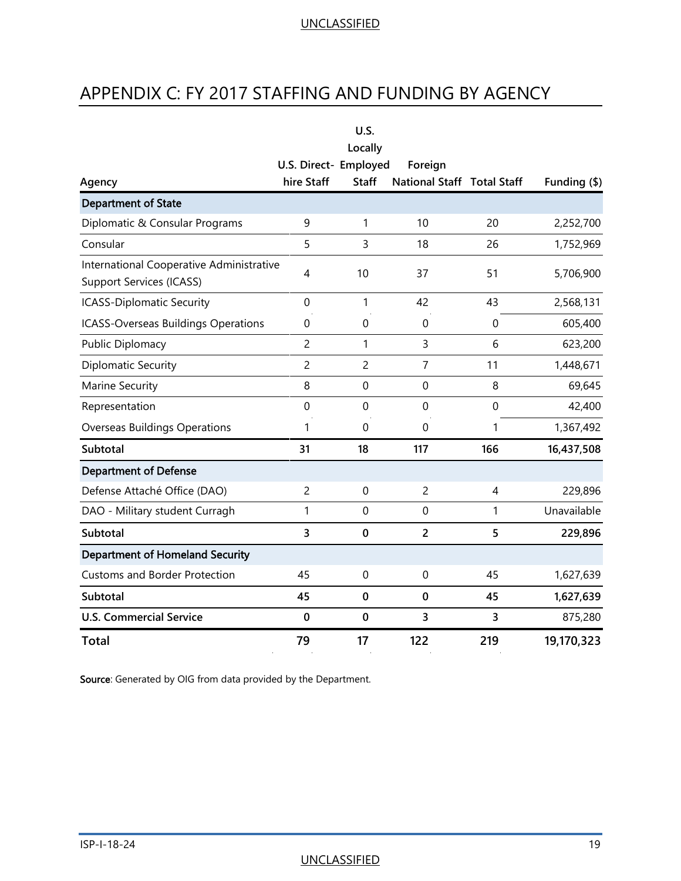# APPENDIX C: FY 2017 STAFFING AND FUNDING BY AGENCY

| Agency | U.S. Direct-hire Staff | U.S. Locally Employed Staff | Foreign National Staff | Total Staff | Funding ($) |
|---|---|---|---|---|---|
| **Department of State** | | | | | |
| Diplomatic & Consular Programs | 9 | 1 | 10 | 20 | 2,252,700 |
| Consular | 5 | 3 | 18 | 26 | 1,752,969 |
| International Cooperative Administrative Support Services (ICASS) | 4 | 10 | 37 | 51 | 5,706,900 |
| ICASS-Diplomatic Security | 0 | 1 | 42 | 43 | 2,568,131 |
| ICASS-Overseas Buildings Operations | 0 | 0 | 0 | 0 | 605,400 |
| Public Diplomacy | 2 | 1 | 3 | 6 | 623,200 |
| Diplomatic Security | 2 | 2 | 7 | 11 | 1,448,671 |
| Marine Security | 8 | 0 | 0 | 8 | 69,645 |
| Representation | 0 | 0 | 0 | 0 | 42,400 |
| Overseas Buildings Operations | 1 | 0 | 0 | 1 | 1,367,492 |
| **Subtotal** | **31** | **18** | **117** | **166** | **16,437,508** |
| **Department of Defense** | | | | | |
| Defense Attaché Office (DAO) | 2 | 0 | 2 | 4 | 229,896 |
| DAO - Military student Curragh | 1 | 0 | 0 | 1 | Unavailable |
| **Subtotal** | **3** | **0** | **2** | **5** | **229,896** |
| **Department of Homeland Security** | | | | | |
| Customs and Border Protection | 45 | 0 | 0 | 45 | 1,627,639 |
| **Subtotal** | **45** | **0** | **0** | **45** | **1,627,639** |
| **U.S. Commercial Service** | **0** | **0** | **3** | **3** | 875,280 |
| **Total** | **79** | **17** | **122** | **219** | **19,170,323** |

**Source**: Generated by OIG from data provided by the Department.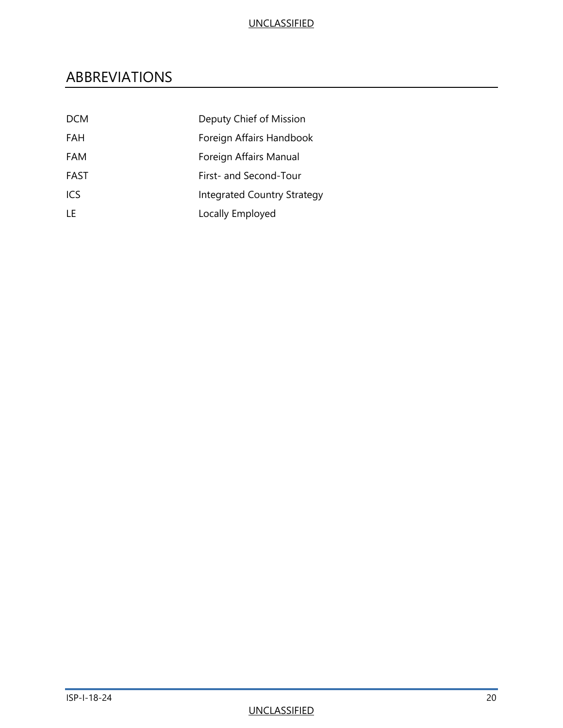# ABBREVIATIONS

| | |
|---|---|
| DCM | Deputy Chief of Mission |
| FAH | Foreign Affairs Handbook |
| FAM | Foreign Affairs Manual |
| FAST | First- and Second-Tour |
| ICS | Integrated Country Strategy |
| LE | Locally Employed |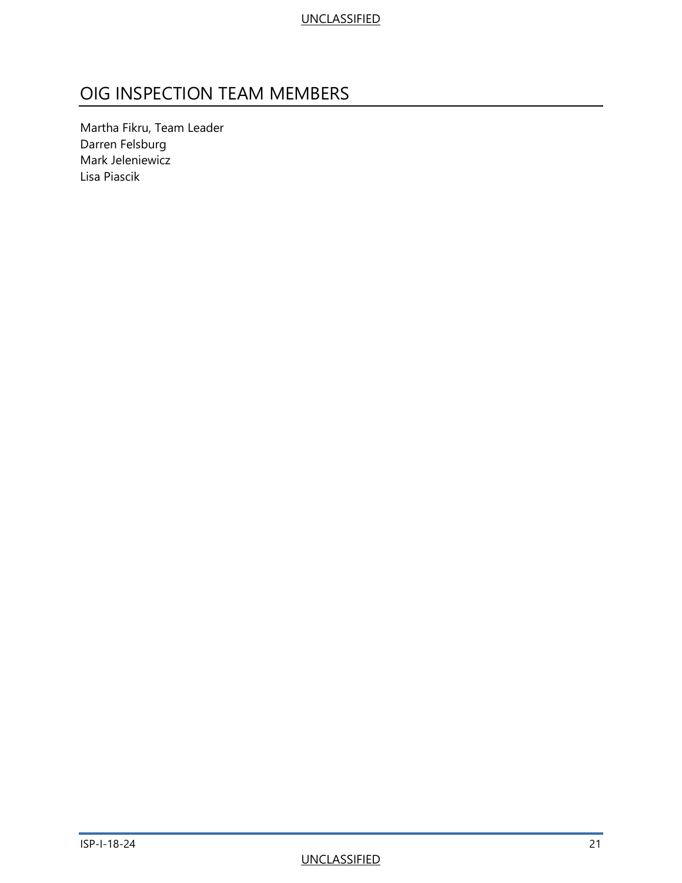# OIG INSPECTION TEAM MEMBERS

Martha Fikru, Team Leader
Darren Felsburg
Mark Jeleniewicz
Lisa Piascik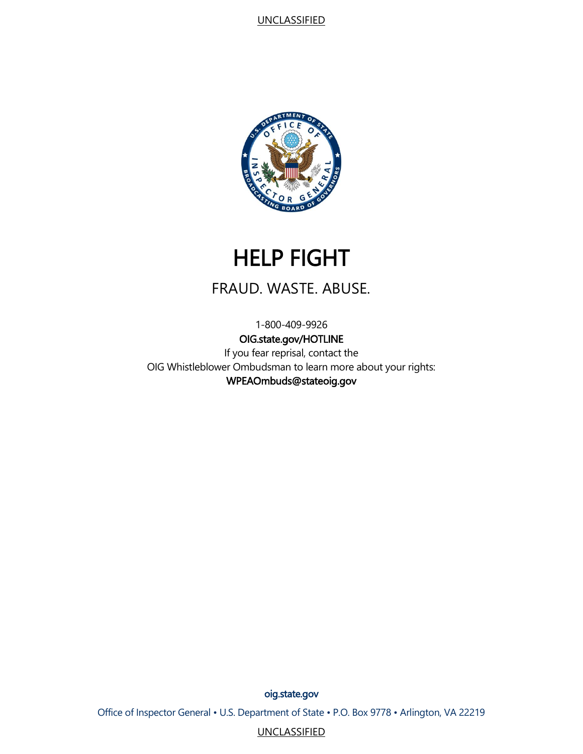# HELP FIGHT

## FRAUD. WASTE. ABUSE.

1-800-409-9926

**OIG.state.gov/HOTLINE**

If you fear reprisal, contact the OIG Whistleblower Ombudsman to learn more about your rights:

**WPEAOmbuds@stateoig.gov**

**oig.state.gov**

Office of Inspector General • U.S. Department of State • P.O. Box 9778 • Arlington, VA 22219